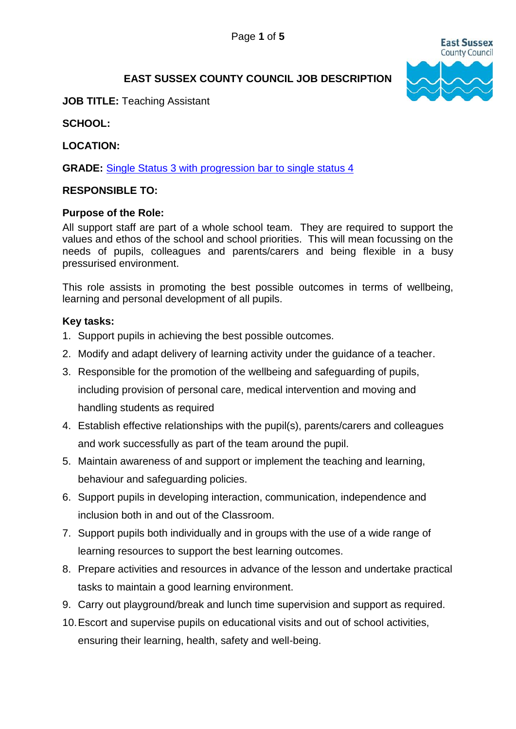# EAST SUSSEX COUNTY COUNCIL JOB DESCRIPTION

**JOB TITLE:** Teaching Assistant

**SCHOOL:**

**LOCATION:**

**GRADE:** Single Status 3 with progression bar to single status 4

**RESPONSIBLE TO:**

**Purpose of the Role:**

All support staff are part of a whole school team. They are required to support the values and ethos of the school and school priorities. This will mean focussing on the needs of pupils, colleagues and parents/carers and being flexible in a busy pressurised environment.

This role assists in promoting the best possible outcomes in terms of wellbeing, learning and personal development of all pupils.

**Key tasks:**

1. Support pupils in achieving the best possible outcomes.
2. Modify and adapt delivery of learning activity under the guidance of a teacher.
3. Responsible for the promotion of the wellbeing and safeguarding of pupils, including provision of personal care, medical intervention and moving and handling students as required
4. Establish effective relationships with the pupil(s), parents/carers and colleagues and work successfully as part of the team around the pupil.
5. Maintain awareness of and support or implement the teaching and learning, behaviour and safeguarding policies.
6. Support pupils in developing interaction, communication, independence and inclusion both in and out of the Classroom.
7. Support pupils both individually and in groups with the use of a wide range of learning resources to support the best learning outcomes.
8. Prepare activities and resources in advance of the lesson and undertake practical tasks to maintain a good learning environment.
9. Carry out playground/break and lunch time supervision and support as required.
10. Escort and supervise pupils on educational visits and out of school activities, ensuring their learning, health, safety and well-being.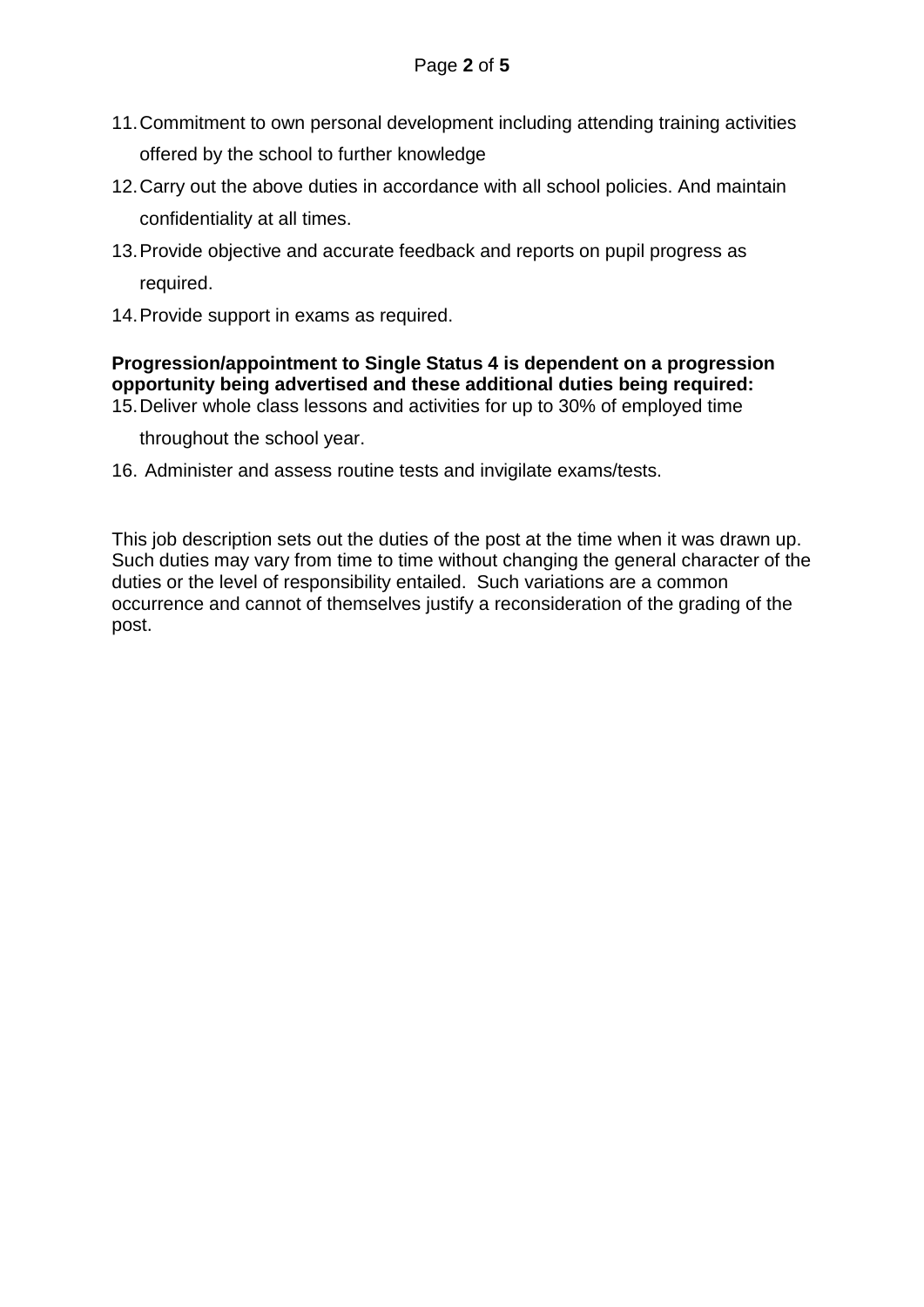11. Commitment to own personal development including attending training activities offered by the school to further knowledge
12. Carry out the above duties in accordance with all school policies. And maintain confidentiality at all times.
13. Provide objective and accurate feedback and reports on pupil progress as required.
14. Provide support in exams as required.

**Progression/appointment to Single Status 4 is dependent on a progression opportunity being advertised and these additional duties being required:**

15. Deliver whole class lessons and activities for up to 30% of employed time throughout the school year.
16. Administer and assess routine tests and invigilate exams/tests.

This job description sets out the duties of the post at the time when it was drawn up. Such duties may vary from time to time without changing the general character of the duties or the level of responsibility entailed. Such variations are a common occurrence and cannot of themselves justify a reconsideration of the grading of the post.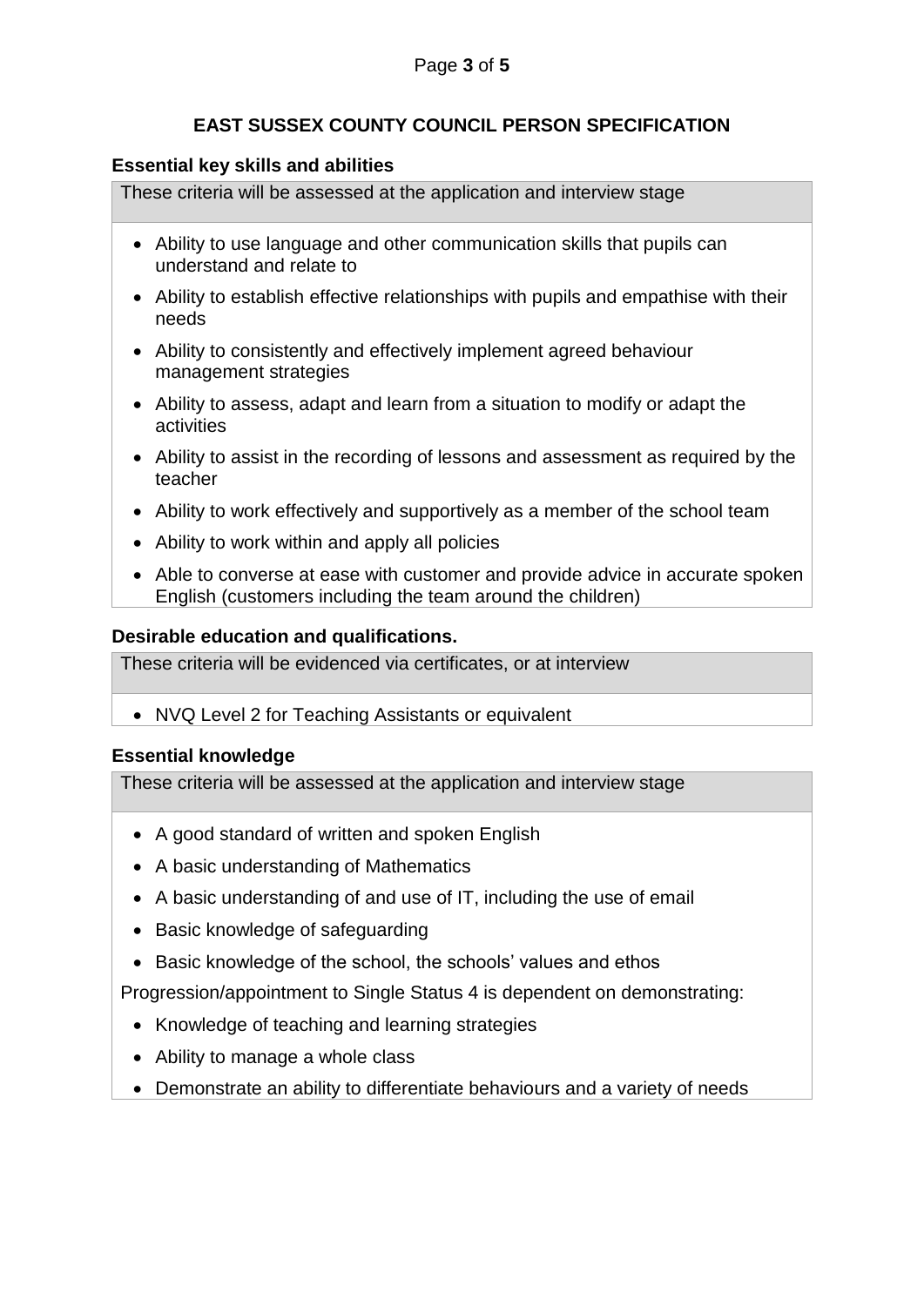## EAST SUSSEX COUNTY COUNCIL PERSON SPECIFICATION

### Essential key skills and abilities

These criteria will be assessed at the application and interview stage

- Ability to use language and other communication skills that pupils can understand and relate to
- Ability to establish effective relationships with pupils and empathise with their needs
- Ability to consistently and effectively implement agreed behaviour management strategies
- Ability to assess, adapt and learn from a situation to modify or adapt the activities
- Ability to assist in the recording of lessons and assessment as required by the teacher
- Ability to work effectively and supportively as a member of the school team
- Ability to work within and apply all policies
- Able to converse at ease with customer and provide advice in accurate spoken English (customers including the team around the children)

### Desirable education and qualifications.

These criteria will be evidenced via certificates, or at interview

- NVQ Level 2 for Teaching Assistants or equivalent

### Essential knowledge

These criteria will be assessed at the application and interview stage

- A good standard of written and spoken English
- A basic understanding of Mathematics
- A basic understanding of and use of IT, including the use of email
- Basic knowledge of safeguarding
- Basic knowledge of the school, the schools' values and ethos

Progression/appointment to Single Status 4 is dependent on demonstrating:

- Knowledge of teaching and learning strategies
- Ability to manage a whole class
- Demonstrate an ability to differentiate behaviours and a variety of needs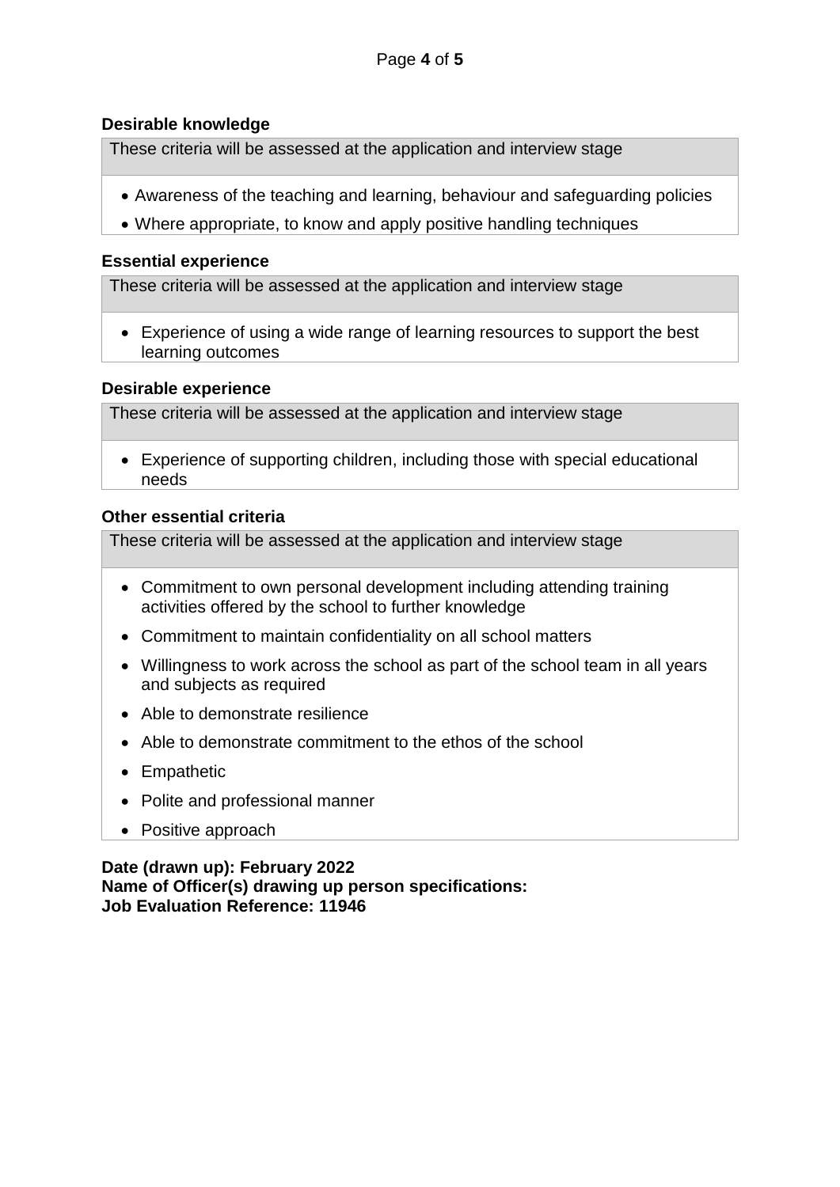### Desirable knowledge

| These criteria will be assessed at the application and interview stage |
| --- |
| • Awareness of the teaching and learning, behaviour and safeguarding policies<br>• Where appropriate, to know and apply positive handling techniques |

### Essential experience

| These criteria will be assessed at the application and interview stage |
| --- |
| • Experience of using a wide range of learning resources to support the best learning outcomes |

### Desirable experience

| These criteria will be assessed at the application and interview stage |
| --- |
| • Experience of supporting children, including those with special educational needs |

### Other essential criteria

| These criteria will be assessed at the application and interview stage |
| --- |
| • Commitment to own personal development including attending training activities offered by the school to further knowledge<br>• Commitment to maintain confidentiality on all school matters<br>• Willingness to work across the school as part of the school team in all years and subjects as required<br>• Able to demonstrate resilience<br>• Able to demonstrate commitment to the ethos of the school<br>• Empathetic<br>• Polite and professional manner<br>• Positive approach |

**Date (drawn up): February 2022**
**Name of Officer(s) drawing up person specifications:**
**Job Evaluation Reference: 11946**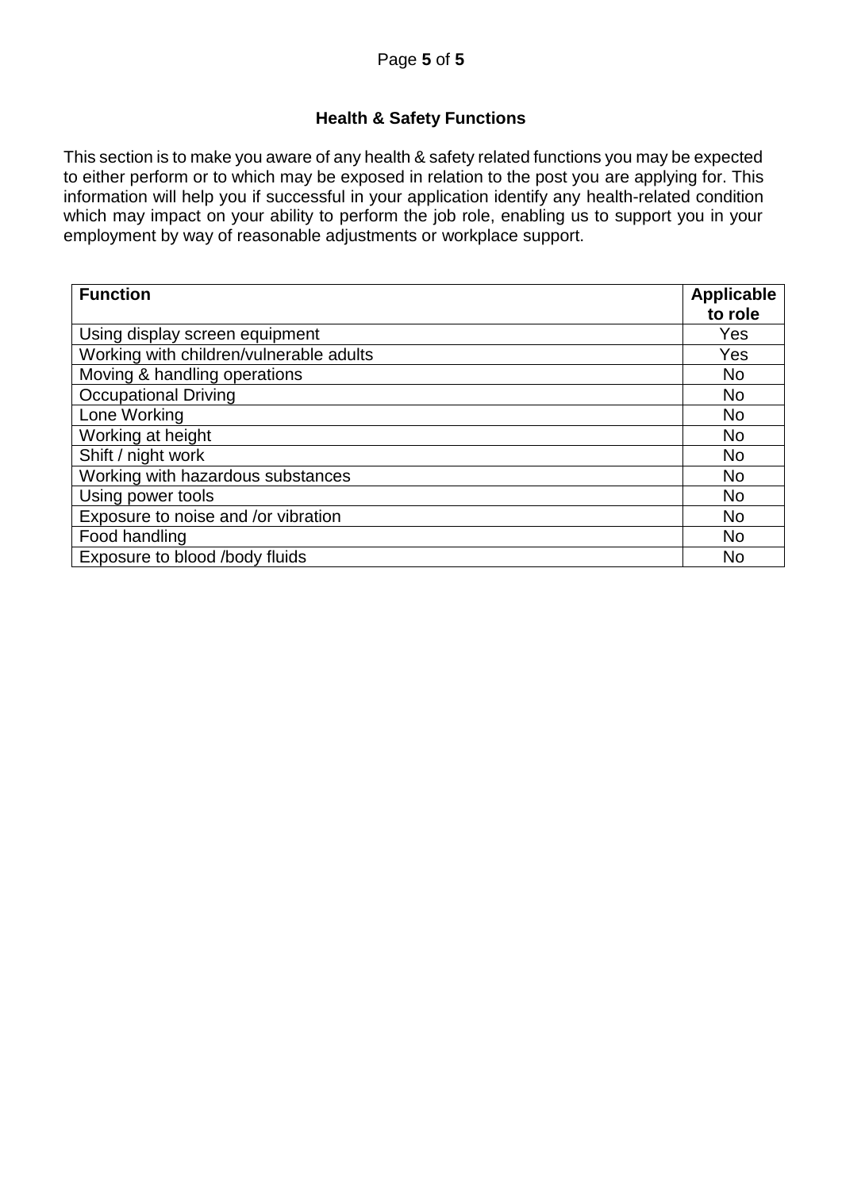## Health & Safety Functions

This section is to make you aware of any health & safety related functions you may be expected to either perform or to which may be exposed in relation to the post you are applying for. This information will help you if successful in your application identify any health-related condition which may impact on your ability to perform the job role, enabling us to support you in your employment by way of reasonable adjustments or workplace support.

| **Function** | **Applicable to role** |
|---|---|
| Using display screen equipment | Yes |
| Working with children/vulnerable adults | Yes |
| Moving & handling operations | No |
| Occupational Driving | No |
| Lone Working | No |
| Working at height | No |
| Shift / night work | No |
| Working with hazardous substances | No |
| Using power tools | No |
| Exposure to noise and /or vibration | No |
| Food handling | No |
| Exposure to blood /body fluids | No |